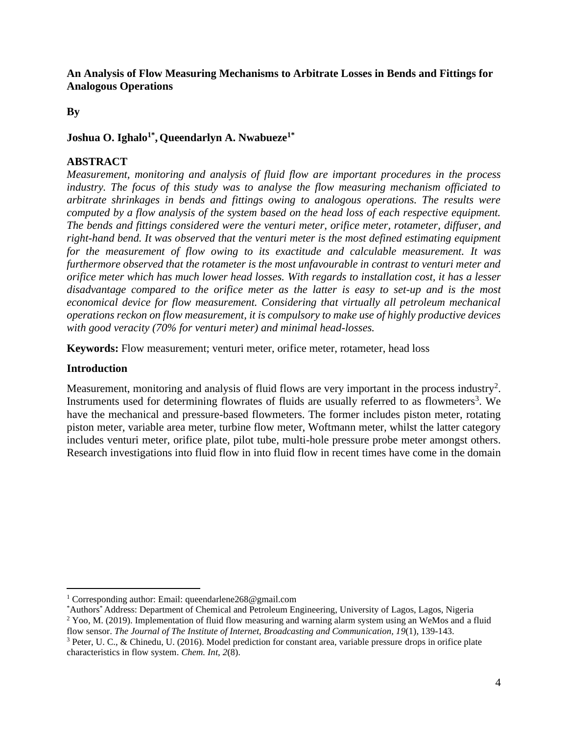**An Analysis of Flow Measuring Mechanisms to Arbitrate Losses in Bends and Fittings for Analogous Operations**

**By**

**Joshua O. Ighalo[1*], Queendarlyn A. Nwabueze[1*]**

## ABSTRACT

*Measurement, monitoring and analysis of fluid flow are important procedures in the process industry. The focus of this study was to analyse the flow measuring mechanism officiated to arbitrate shrinkages in bends and fittings owing to analogous operations. The results were computed by a flow analysis of the system based on the head loss of each respective equipment. The bends and fittings considered were the venturi meter, orifice meter, rotameter, diffuser, and right-hand bend. It was observed that the venturi meter is the most defined estimating equipment for the measurement of flow owing to its exactitude and calculable measurement. It was furthermore observed that the rotameter is the most unfavourable in contrast to venturi meter and orifice meter which has much lower head losses. With regards to installation cost, it has a lesser disadvantage compared to the orifice meter as the latter is easy to set-up and is the most economical device for flow measurement. Considering that virtually all petroleum mechanical operations reckon on flow measurement, it is compulsory to make use of highly productive devices with good veracity (70% for venturi meter) and minimal head-losses.*

**Keywords:** Flow measurement; venturi meter, orifice meter, rotameter, head loss

## Introduction

Measurement, monitoring and analysis of fluid flows are very important in the process industry[2]. Instruments used for determining flowrates of fluids are usually referred to as flowmeters[3]. We have the mechanical and pressure-based flowmeters. The former includes piston meter, rotating piston meter, variable area meter, turbine flow meter, Woftmann meter, whilst the latter category includes venturi meter, orifice plate, pilot tube, multi-hole pressure probe meter amongst others. Research investigations into fluid flow in into fluid flow in recent times have come in the domain

---

[1] Corresponding author: Email: queendarlene268@gmail.com

[*]Authors[*] Address: Department of Chemical and Petroleum Engineering, University of Lagos, Lagos, Nigeria

[2] Yoo, M. (2019). Implementation of fluid flow measuring and warning alarm system using an WeMos and a fluid flow sensor. *The Journal of The Institute of Internet, Broadcasting and Communication, 19*(1), 139-143.

[3] Peter, U. C., & Chinedu, U. (2016). Model prediction for constant area, variable pressure drops in orifice plate characteristics in flow system. *Chem. Int, 2*(8).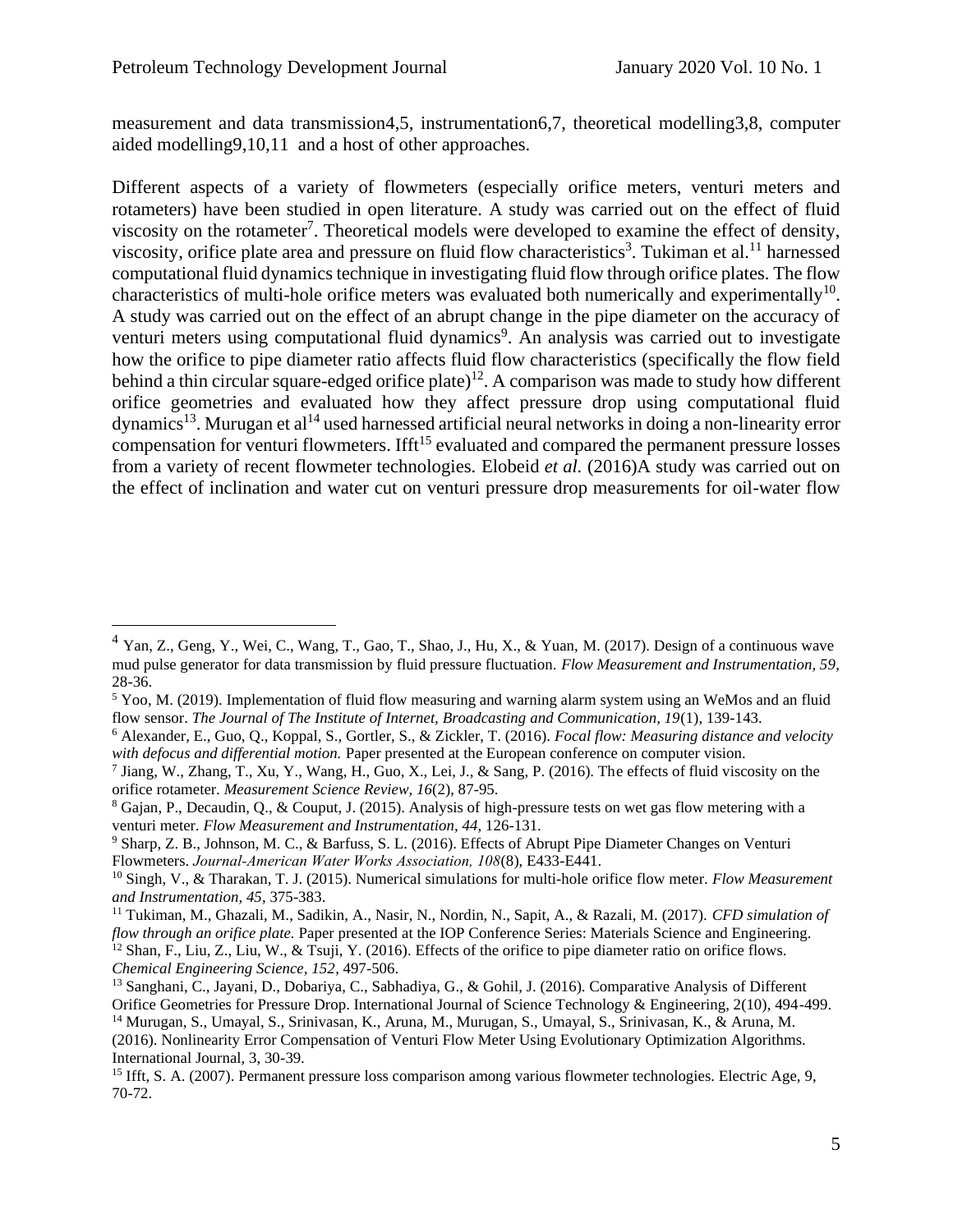measurement and data transmission4,5, instrumentation6,7, theoretical modelling3,8, computer aided modelling9,10,11 and a host of other approaches.

Different aspects of a variety of flowmeters (especially orifice meters, venturi meters and rotameters) have been studied in open literature. A study was carried out on the effect of fluid viscosity on the rotameter[7]. Theoretical models were developed to examine the effect of density, viscosity, orifice plate area and pressure on fluid flow characteristics[3]. Tukiman et al.[11] harnessed computational fluid dynamics technique in investigating fluid flow through orifice plates. The flow characteristics of multi-hole orifice meters was evaluated both numerically and experimentally[10]. A study was carried out on the effect of an abrupt change in the pipe diameter on the accuracy of venturi meters using computational fluid dynamics[9]. An analysis was carried out to investigate how the orifice to pipe diameter ratio affects fluid flow characteristics (specifically the flow field behind a thin circular square-edged orifice plate)[12]. A comparison was made to study how different orifice geometries and evaluated how they affect pressure drop using computational fluid dynamics[13]. Murugan et al[14] used harnessed artificial neural networks in doing a non-linearity error compensation for venturi flowmeters. Ifft[15] evaluated and compared the permanent pressure losses from a variety of recent flowmeter technologies. Elobeid *et al.* (2016)A study was carried out on the effect of inclination and water cut on venturi pressure drop measurements for oil-water flow

---

[4] Yan, Z., Geng, Y., Wei, C., Wang, T., Gao, T., Shao, J., Hu, X., & Yuan, M. (2017). Design of a continuous wave mud pulse generator for data transmission by fluid pressure fluctuation. *Flow Measurement and Instrumentation, 59*, 28-36.

[5] Yoo, M. (2019). Implementation of fluid flow measuring and warning alarm system using an WeMos and an fluid flow sensor. *The Journal of The Institute of Internet, Broadcasting and Communication, 19*(1), 139-143.

[6] Alexander, E., Guo, Q., Koppal, S., Gortler, S., & Zickler, T. (2016). *Focal flow: Measuring distance and velocity with defocus and differential motion.* Paper presented at the European conference on computer vision.

[7] Jiang, W., Zhang, T., Xu, Y., Wang, H., Guo, X., Lei, J., & Sang, P. (2016). The effects of fluid viscosity on the orifice rotameter. *Measurement Science Review, 16*(2), 87-95.

[8] Gajan, P., Decaudin, Q., & Couput, J. (2015). Analysis of high-pressure tests on wet gas flow metering with a venturi meter. *Flow Measurement and Instrumentation, 44*, 126-131.

[9] Sharp, Z. B., Johnson, M. C., & Barfuss, S. L. (2016). Effects of Abrupt Pipe Diameter Changes on Venturi Flowmeters. *Journal-American Water Works Association, 108*(8), E433-E441.

[10] Singh, V., & Tharakan, T. J. (2015). Numerical simulations for multi-hole orifice flow meter. *Flow Measurement and Instrumentation, 45*, 375-383.

[11] Tukiman, M., Ghazali, M., Sadikin, A., Nasir, N., Nordin, N., Sapit, A., & Razali, M. (2017). *CFD simulation of flow through an orifice plate.* Paper presented at the IOP Conference Series: Materials Science and Engineering.

[12] Shan, F., Liu, Z., Liu, W., & Tsuji, Y. (2016). Effects of the orifice to pipe diameter ratio on orifice flows. *Chemical Engineering Science, 152*, 497-506.

[13] Sanghani, C., Jayani, D., Dobariya, C., Sabhadiya, G., & Gohil, J. (2016). Comparative Analysis of Different Orifice Geometries for Pressure Drop. International Journal of Science Technology & Engineering, 2(10), 494-499.

[14] Murugan, S., Umayal, S., Srinivasan, K., Aruna, M., Murugan, S., Umayal, S., Srinivasan, K., & Aruna, M. (2016). Nonlinearity Error Compensation of Venturi Flow Meter Using Evolutionary Optimization Algorithms. International Journal, 3, 30-39.

[15] Ifft, S. A. (2007). Permanent pressure loss comparison among various flowmeter technologies. Electric Age, 9, 70-72.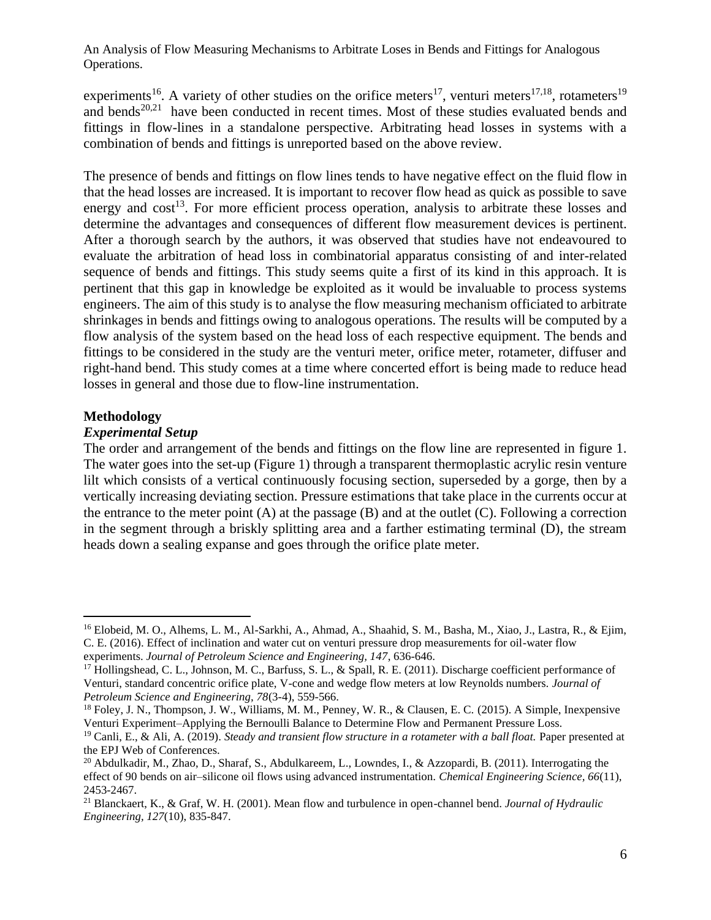experiments[16]. A variety of other studies on the orifice meters[17], venturi meters[17,18], rotameters[19] and bends[20,21] have been conducted in recent times. Most of these studies evaluated bends and fittings in flow-lines in a standalone perspective. Arbitrating head losses in systems with a combination of bends and fittings is unreported based on the above review.

The presence of bends and fittings on flow lines tends to have negative effect on the fluid flow in that the head losses are increased. It is important to recover flow head as quick as possible to save energy and cost[13]. For more efficient process operation, analysis to arbitrate these losses and determine the advantages and consequences of different flow measurement devices is pertinent. After a thorough search by the authors, it was observed that studies have not endeavoured to evaluate the arbitration of head loss in combinatorial apparatus consisting of and inter-related sequence of bends and fittings. This study seems quite a first of its kind in this approach. It is pertinent that this gap in knowledge be exploited as it would be invaluable to process systems engineers. The aim of this study is to analyse the flow measuring mechanism officiated to arbitrate shrinkages in bends and fittings owing to analogous operations. The results will be computed by a flow analysis of the system based on the head loss of each respective equipment. The bends and fittings to be considered in the study are the venturi meter, orifice meter, rotameter, diffuser and right-hand bend. This study comes at a time where concerted effort is being made to reduce head losses in general and those due to flow-line instrumentation.

## Methodology

### *Experimental Setup*

The order and arrangement of the bends and fittings on the flow line are represented in figure 1. The water goes into the set-up (Figure 1) through a transparent thermoplastic acrylic resin venture lilt which consists of a vertical continuously focusing section, superseded by a gorge, then by a vertically increasing deviating section. Pressure estimations that take place in the currents occur at the entrance to the meter point (A) at the passage (B) and at the outlet (C). Following a correction in the segment through a briskly splitting area and a farther estimating terminal (D), the stream heads down a sealing expanse and goes through the orifice plate meter.

---

[16] Elobeid, M. O., Alhems, L. M., Al-Sarkhi, A., Ahmad, A., Shaahid, S. M., Basha, M., Xiao, J., Lastra, R., & Ejim, C. E. (2016). Effect of inclination and water cut on venturi pressure drop measurements for oil-water flow experiments. *Journal of Petroleum Science and Engineering, 147*, 636-646.

[17] Hollingshead, C. L., Johnson, M. C., Barfuss, S. L., & Spall, R. E. (2011). Discharge coefficient performance of Venturi, standard concentric orifice plate, V-cone and wedge flow meters at low Reynolds numbers. *Journal of Petroleum Science and Engineering, 78*(3-4), 559-566.

[18] Foley, J. N., Thompson, J. W., Williams, M. M., Penney, W. R., & Clausen, E. C. (2015). A Simple, Inexpensive Venturi Experiment–Applying the Bernoulli Balance to Determine Flow and Permanent Pressure Loss.

[19] Canli, E., & Ali, A. (2019). *Steady and transient flow structure in a rotameter with a ball float.* Paper presented at the EPJ Web of Conferences.

[20] Abdulkadir, M., Zhao, D., Sharaf, S., Abdulkareem, L., Lowndes, I., & Azzopardi, B. (2011). Interrogating the effect of 90 bends on air–silicone oil flows using advanced instrumentation. *Chemical Engineering Science, 66*(11), 2453-2467.

[21] Blanckaert, K., & Graf, W. H. (2001). Mean flow and turbulence in open-channel bend. *Journal of Hydraulic Engineering, 127*(10), 835-847.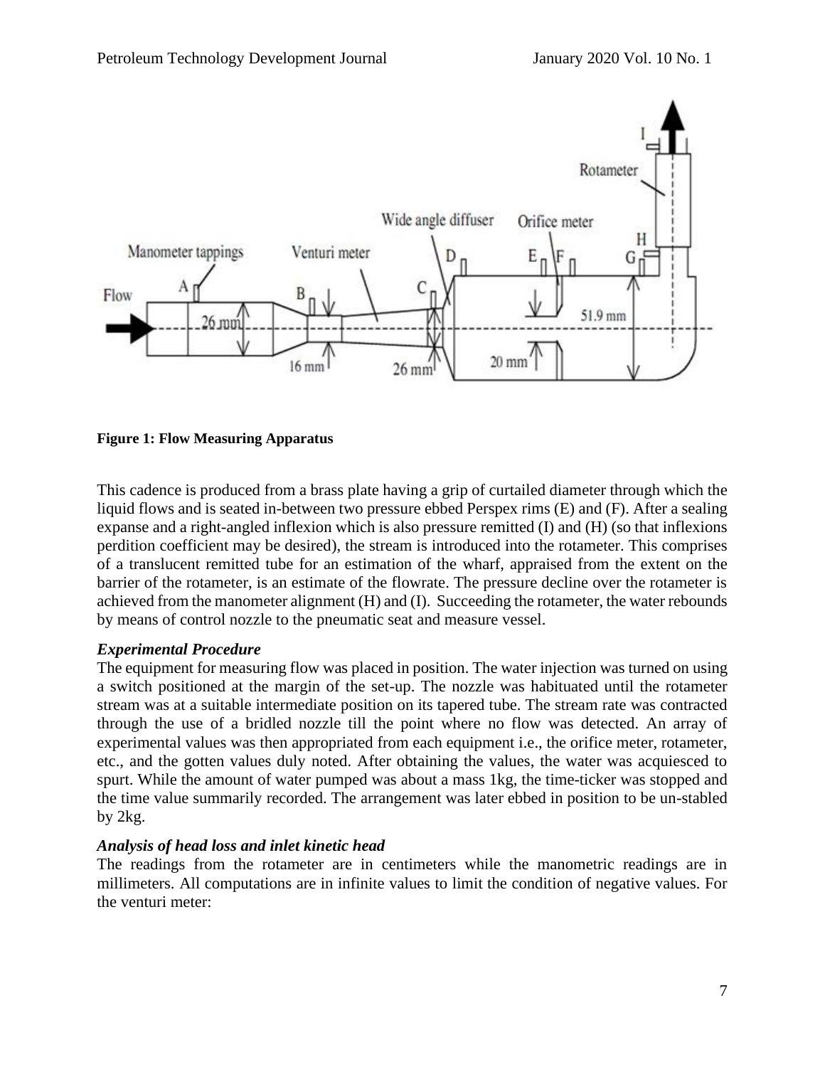**Figure 1: Flow Measuring Apparatus**

This cadence is produced from a brass plate having a grip of curtailed diameter through which the liquid flows and is seated in-between two pressure ebbed Perspex rims (E) and (F). After a sealing expanse and a right-angled inflexion which is also pressure remitted (I) and (H) (so that inflexions perdition coefficient may be desired), the stream is introduced into the rotameter. This comprises of a translucent remitted tube for an estimation of the wharf, appraised from the extent on the barrier of the rotameter, is an estimate of the flowrate. The pressure decline over the rotameter is achieved from the manometer alignment (H) and (I). Succeeding the rotameter, the water rebounds by means of control nozzle to the pneumatic seat and measure vessel.

### *Experimental Procedure*

The equipment for measuring flow was placed in position. The water injection was turned on using a switch positioned at the margin of the set-up. The nozzle was habituated until the rotameter stream was at a suitable intermediate position on its tapered tube. The stream rate was contracted through the use of a bridled nozzle till the point where no flow was detected. An array of experimental values was then appropriated from each equipment i.e., the orifice meter, rotameter, etc., and the gotten values duly noted. After obtaining the values, the water was acquiesced to spurt. While the amount of water pumped was about a mass 1kg, the time-ticker was stopped and the time value summarily recorded. The arrangement was later ebbed in position to be un-stabled by 2kg.

### *Analysis of head loss and inlet kinetic head*

The readings from the rotameter are in centimeters while the manometric readings are in millimeters. All computations are in infinite values to limit the condition of negative values. For the venturi meter: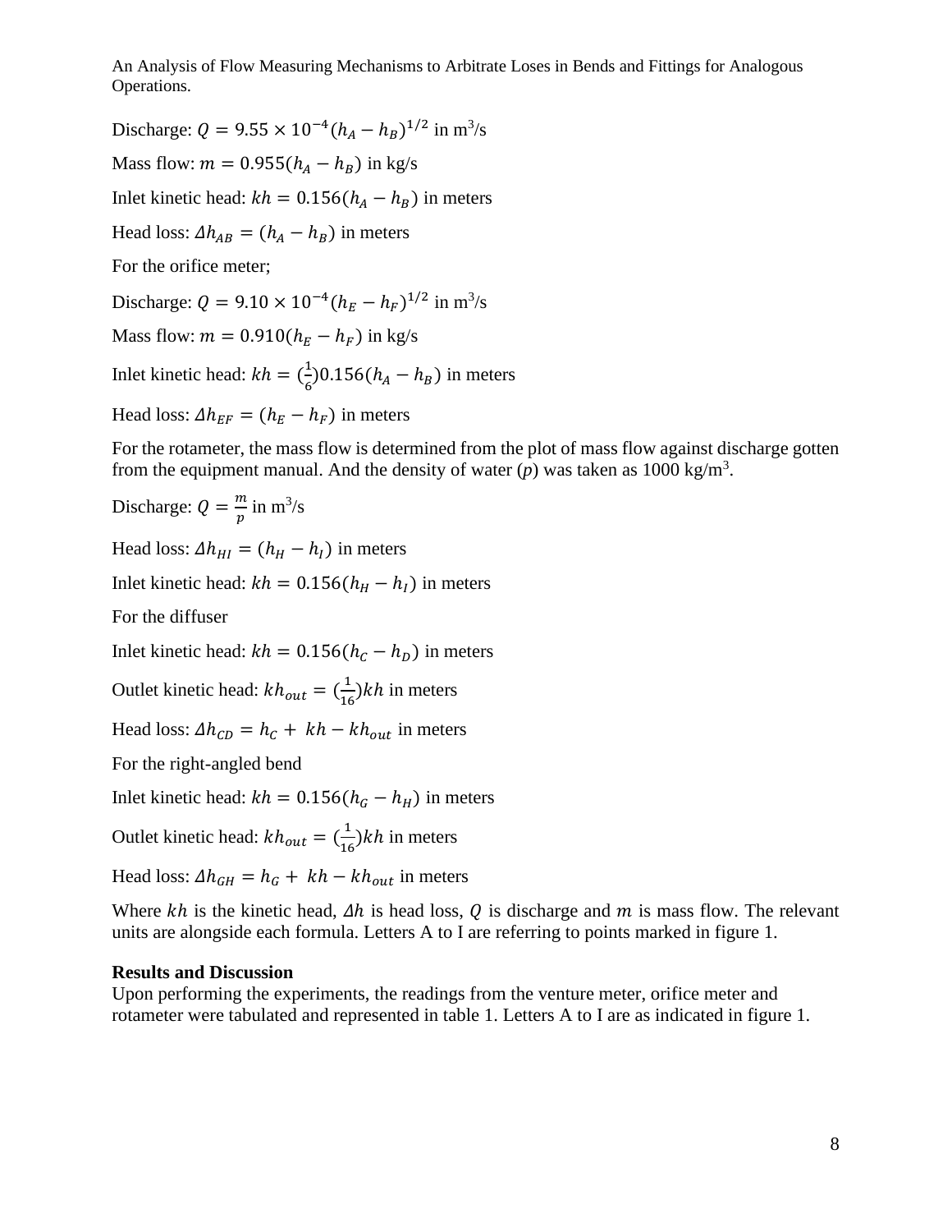Discharge: $Q = 9.55 \times 10^{-4}(h_A - h_B)^{1/2}$ in m$^3$/s

Mass flow: $m = 0.955(h_A - h_B)$ in kg/s

Inlet kinetic head: $kh = 0.156(h_A - h_B)$ in meters

Head loss: $\Delta h_{AB} = (h_A - h_B)$ in meters

For the orifice meter;

Discharge: $Q = 9.10 \times 10^{-4}(h_E - h_F)^{1/2}$ in m$^3$/s

Mass flow: $m = 0.910(h_E - h_F)$ in kg/s

Inlet kinetic head: $kh = (\frac{1}{6})0.156(h_A - h_B)$ in meters

Head loss: $\Delta h_{EF} = (h_E - h_F)$ in meters

For the rotameter, the mass flow is determined from the plot of mass flow against discharge gotten from the equipment manual. And the density of water ($p$) was taken as 1000 kg/m$^3$.

Discharge: $Q = \frac{m}{p}$ in m$^3$/s

Head loss: $\Delta h_{HI} = (h_H - h_I)$ in meters

Inlet kinetic head: $kh = 0.156(h_H - h_I)$ in meters

For the diffuser

Inlet kinetic head: $kh = 0.156(h_C - h_D)$ in meters

Outlet kinetic head: $kh_{out} = (\frac{1}{16})kh$ in meters

Head loss: $\Delta h_{CD} = h_C + kh - kh_{out}$ in meters

For the right-angled bend

Inlet kinetic head: $kh = 0.156(h_G - h_H)$ in meters

Outlet kinetic head: $kh_{out} = (\frac{1}{16})kh$ in meters

Head loss: $\Delta h_{GH} = h_G + kh - kh_{out}$ in meters

Where $kh$ is the kinetic head, $\Delta h$ is head loss, $Q$ is discharge and $m$ is mass flow. The relevant units are alongside each formula. Letters A to I are referring to points marked in figure 1.

**Results and Discussion**

Upon performing the experiments, the readings from the venture meter, orifice meter and rotameter were tabulated and represented in table 1. Letters A to I are as indicated in figure 1.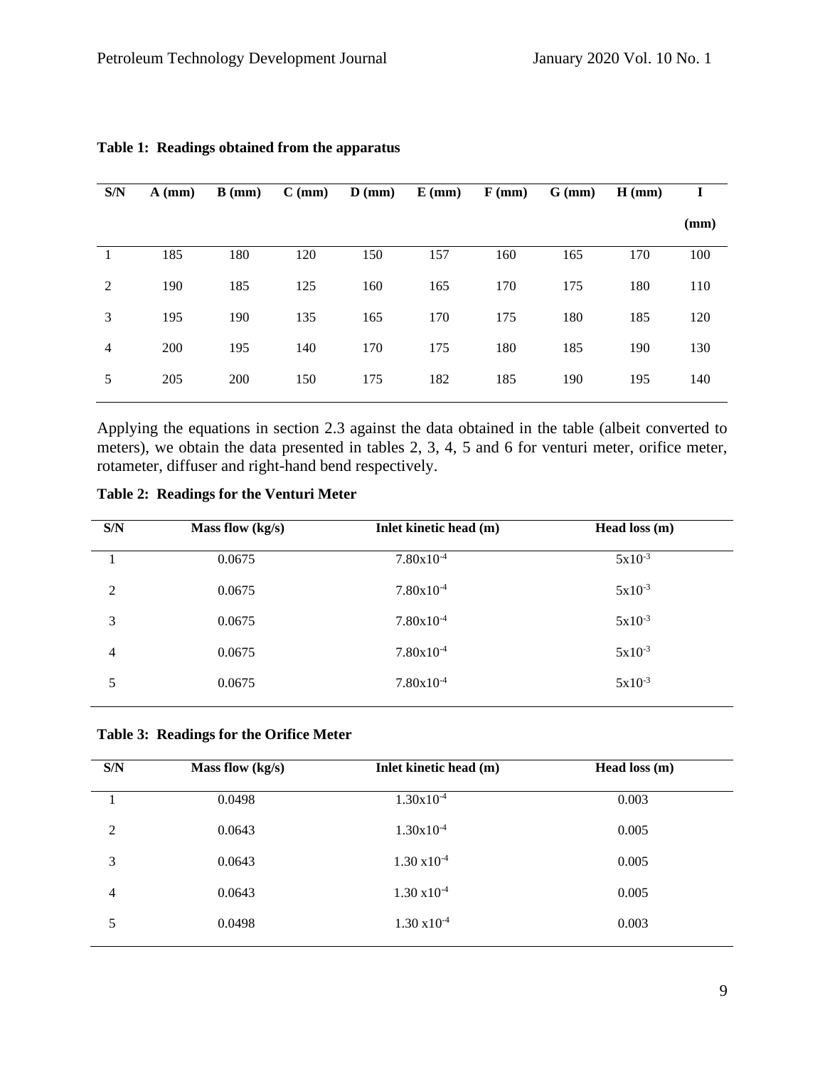**Table 1: Readings obtained from the apparatus**

| S/N | A (mm) | B (mm) | C (mm) | D (mm) | E (mm) | F (mm) | G (mm) | H (mm) | I (mm) |
|---|---|---|---|---|---|---|---|---|---|
| 1 | 185 | 180 | 120 | 150 | 157 | 160 | 165 | 170 | 100 |
| 2 | 190 | 185 | 125 | 160 | 165 | 170 | 175 | 180 | 110 |
| 3 | 195 | 190 | 135 | 165 | 170 | 175 | 180 | 185 | 120 |
| 4 | 200 | 195 | 140 | 170 | 175 | 180 | 185 | 190 | 130 |
| 5 | 205 | 200 | 150 | 175 | 182 | 185 | 190 | 195 | 140 |

Applying the equations in section 2.3 against the data obtained in the table (albeit converted to meters), we obtain the data presented in tables 2, 3, 4, 5 and 6 for venturi meter, orifice meter, rotameter, diffuser and right-hand bend respectively.

**Table 2: Readings for the Venturi Meter**

| S/N | Mass flow (kg/s) | Inlet kinetic head (m) | Head loss (m) |
|---|---|---|---|
| 1 | 0.0675 | $7.80\text{x}10^{-4}$ | $5\text{x}10^{-3}$ |
| 2 | 0.0675 | $7.80\text{x}10^{-4}$ | $5\text{x}10^{-3}$ |
| 3 | 0.0675 | $7.80\text{x}10^{-4}$ | $5\text{x}10^{-3}$ |
| 4 | 0.0675 | $7.80\text{x}10^{-4}$ | $5\text{x}10^{-3}$ |
| 5 | 0.0675 | $7.80\text{x}10^{-4}$ | $5\text{x}10^{-3}$ |

**Table 3: Readings for the Orifice Meter**

| S/N | Mass flow (kg/s) | Inlet kinetic head (m) | Head loss (m) |
|---|---|---|---|
| 1 | 0.0498 | $1.30\text{x}10^{-4}$ | 0.003 |
| 2 | 0.0643 | $1.30\text{x}10^{-4}$ | 0.005 |
| 3 | 0.0643 | $1.30 \text{ x}10^{-4}$ | 0.005 |
| 4 | 0.0643 | $1.30 \text{ x}10^{-4}$ | 0.005 |
| 5 | 0.0498 | $1.30 \text{ x}10^{-4}$ | 0.003 |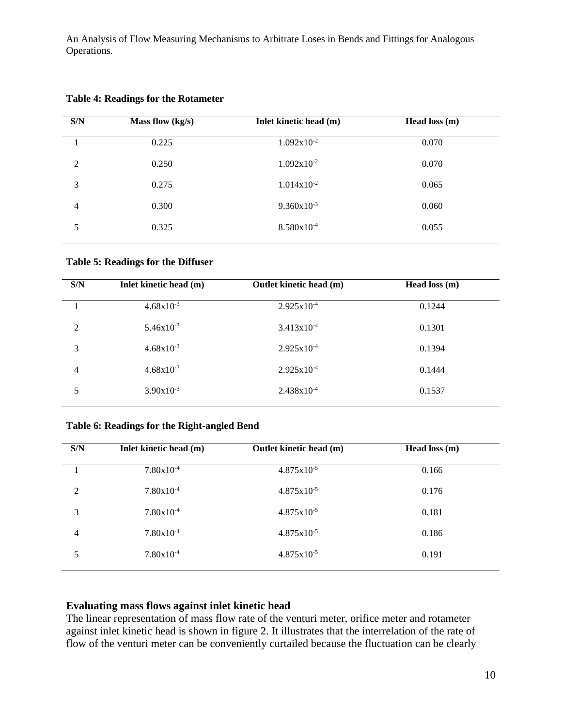**Table 4: Readings for the Rotameter**

| S/N | Mass flow (kg/s) | Inlet kinetic head (m) | Head loss (m) |
|---|---|---|---|
| 1 | 0.225 | $1.092 \times 10^{-2}$ | 0.070 |
| 2 | 0.250 | $1.092 \times 10^{-2}$ | 0.070 |
| 3 | 0.275 | $1.014 \times 10^{-2}$ | 0.065 |
| 4 | 0.300 | $9.360 \times 10^{-3}$ | 0.060 |
| 5 | 0.325 | $8.580 \times 10^{-4}$ | 0.055 |

**Table 5: Readings for the Diffuser**

| S/N | Inlet kinetic head (m) | Outlet kinetic head (m) | Head loss (m) |
|---|---|---|---|
| 1 | $4.68 \times 10^{-3}$ | $2.925 \times 10^{-4}$ | 0.1244 |
| 2 | $5.46 \times 10^{-3}$ | $3.413 \times 10^{-4}$ | 0.1301 |
| 3 | $4.68 \times 10^{-3}$ | $2.925 \times 10^{-4}$ | 0.1394 |
| 4 | $4.68 \times 10^{-3}$ | $2.925 \times 10^{-4}$ | 0.1444 |
| 5 | $3.90 \times 10^{-3}$ | $2.438 \times 10^{-4}$ | 0.1537 |

**Table 6: Readings for the Right-angled Bend**

| S/N | Inlet kinetic head (m) | Outlet kinetic head (m) | Head loss (m) |
|---|---|---|---|
| 1 | $7.80 \times 10^{-4}$ | $4.875 \times 10^{-5}$ | 0.166 |
| 2 | $7.80 \times 10^{-4}$ | $4.875 \times 10^{-5}$ | 0.176 |
| 3 | $7.80 \times 10^{-4}$ | $4.875 \times 10^{-5}$ | 0.181 |
| 4 | $7.80 \times 10^{-4}$ | $4.875 \times 10^{-5}$ | 0.186 |
| 5 | $7.80 \times 10^{-4}$ | $4.875 \times 10^{-5}$ | 0.191 |

### Evaluating mass flows against inlet kinetic head

The linear representation of mass flow rate of the venturi meter, orifice meter and rotameter against inlet kinetic head is shown in figure 2. It illustrates that the interrelation of the rate of flow of the venturi meter can be conveniently curtailed because the fluctuation can be clearly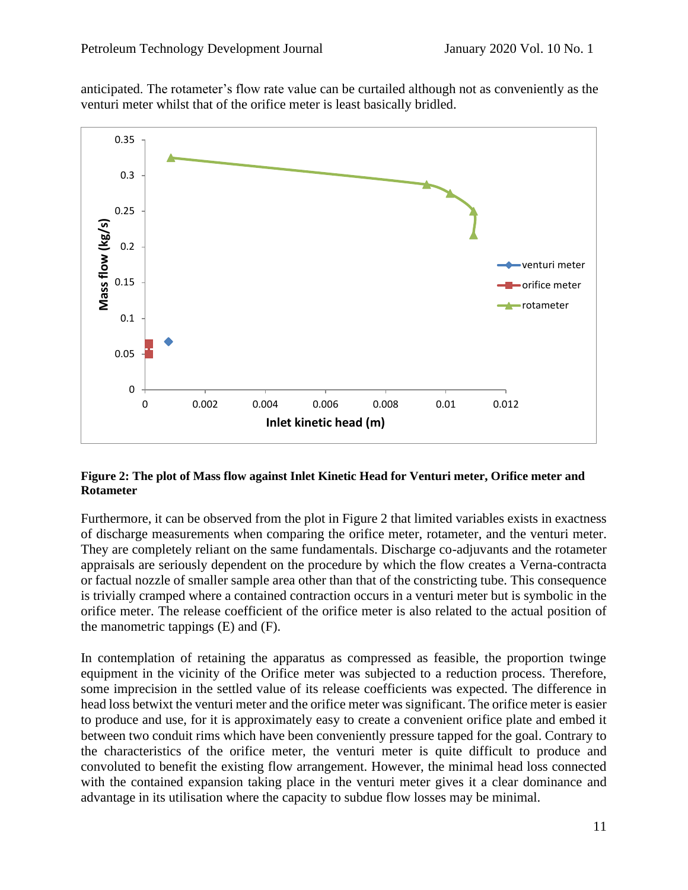anticipated. The rotameter's flow rate value can be curtailed although not as conveniently as the venturi meter whilst that of the orifice meter is least basically bridled.

**Figure 2: The plot of Mass flow against Inlet Kinetic Head for Venturi meter, Orifice meter and Rotameter**

Furthermore, it can be observed from the plot in Figure 2 that limited variables exists in exactness of discharge measurements when comparing the orifice meter, rotameter, and the venturi meter. They are completely reliant on the same fundamentals. Discharge co-adjuvants and the rotameter appraisals are seriously dependent on the procedure by which the flow creates a Verna-contracta or factual nozzle of smaller sample area other than that of the constricting tube. This consequence is trivially cramped where a contained contraction occurs in a venturi meter but is symbolic in the orifice meter. The release coefficient of the orifice meter is also related to the actual position of the manometric tappings (E) and (F).

In contemplation of retaining the apparatus as compressed as feasible, the proportion twinge equipment in the vicinity of the Orifice meter was subjected to a reduction process. Therefore, some imprecision in the settled value of its release coefficients was expected. The difference in head loss betwixt the venturi meter and the orifice meter was significant. The orifice meter is easier to produce and use, for it is approximately easy to create a convenient orifice plate and embed it between two conduit rims which have been conveniently pressure tapped for the goal. Contrary to the characteristics of the orifice meter, the venturi meter is quite difficult to produce and convoluted to benefit the existing flow arrangement. However, the minimal head loss connected with the contained expansion taking place in the venturi meter gives it a clear dominance and advantage in its utilisation where the capacity to subdue flow losses may be minimal.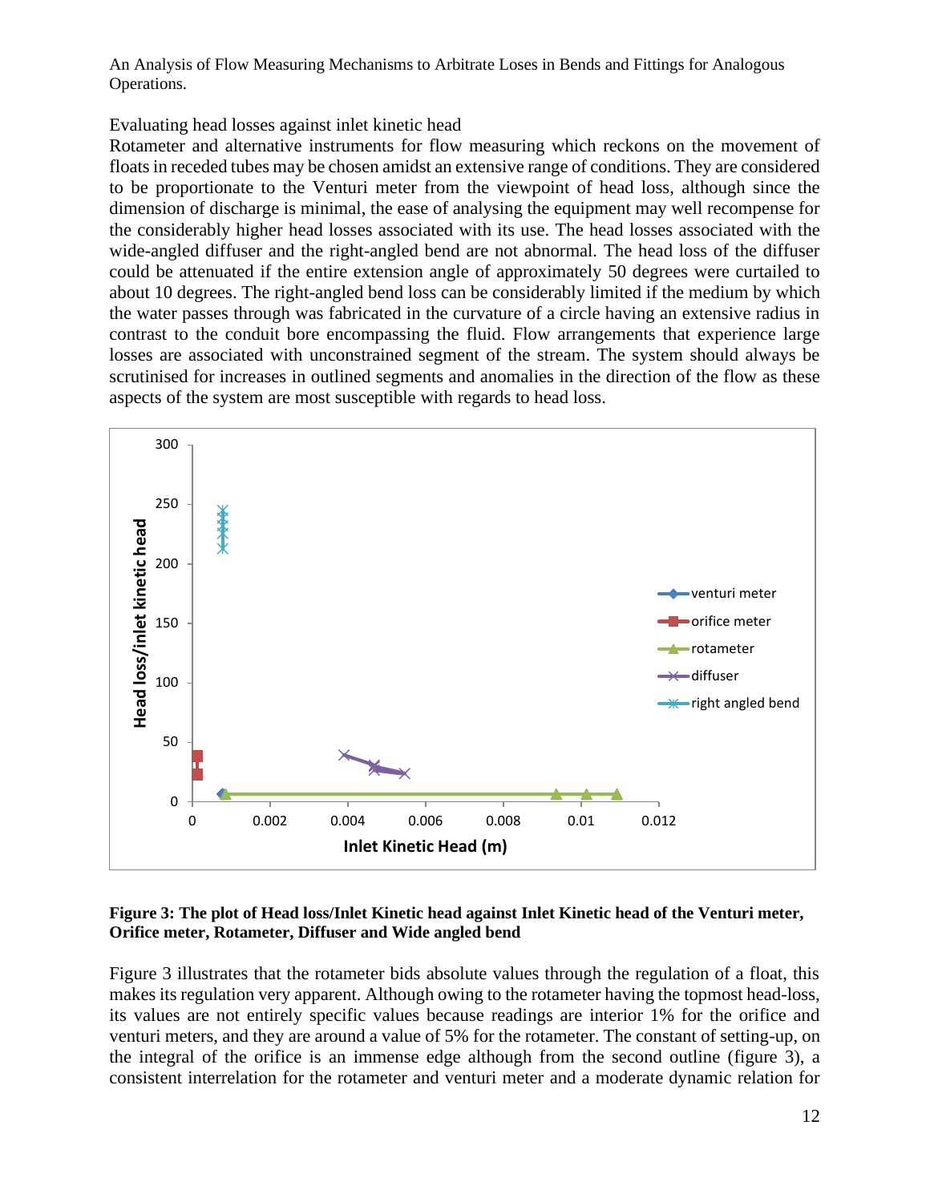Evaluating head losses against inlet kinetic head

Rotameter and alternative instruments for flow measuring which reckons on the movement of floats in receded tubes may be chosen amidst an extensive range of conditions. They are considered to be proportionate to the Venturi meter from the viewpoint of head loss, although since the dimension of discharge is minimal, the ease of analysing the equipment may well recompense for the considerably higher head losses associated with its use. The head losses associated with the wide-angled diffuser and the right-angled bend are not abnormal. The head loss of the diffuser could be attenuated if the entire extension angle of approximately 50 degrees were curtailed to about 10 degrees. The right-angled bend loss can be considerably limited if the medium by which the water passes through was fabricated in the curvature of a circle having an extensive radius in contrast to the conduit bore encompassing the fluid. Flow arrangements that experience large losses are associated with unconstrained segment of the stream. The system should always be scrutinised for increases in outlined segments and anomalies in the direction of the flow as these aspects of the system are most susceptible with regards to head loss.

**Figure 3: The plot of Head loss/Inlet Kinetic head against Inlet Kinetic head of the Venturi meter, Orifice meter, Rotameter, Diffuser and Wide angled bend**

Figure 3 illustrates that the rotameter bids absolute values through the regulation of a float, this makes its regulation very apparent. Although owing to the rotameter having the topmost head-loss, its values are not entirely specific values because readings are interior 1% for the orifice and venturi meters, and they are around a value of 5% for the rotameter. The constant of setting-up, on the integral of the orifice is an immense edge although from the second outline (figure 3), a consistent interrelation for the rotameter and venturi meter and a moderate dynamic relation for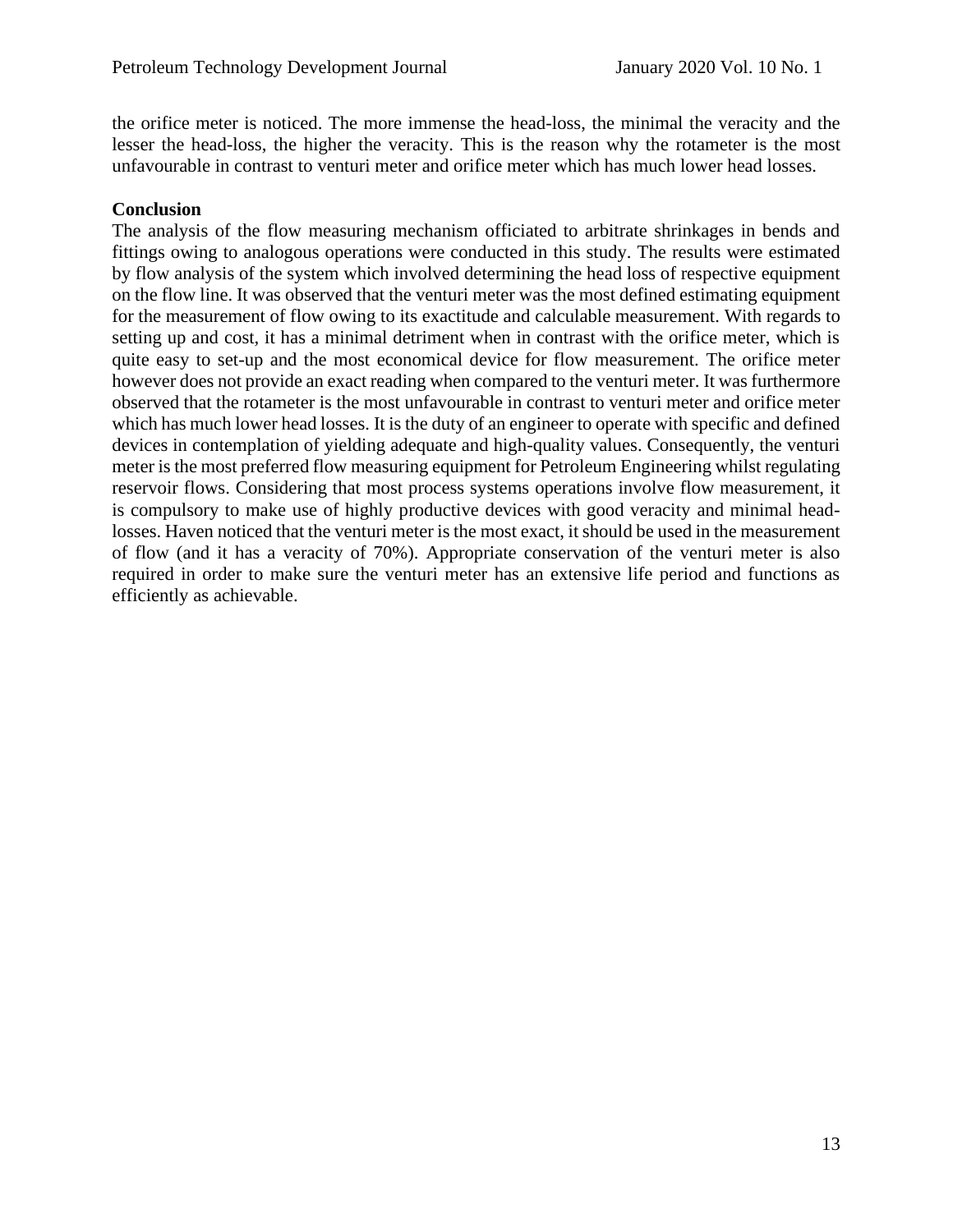the orifice meter is noticed. The more immense the head-loss, the minimal the veracity and the lesser the head-loss, the higher the veracity. This is the reason why the rotameter is the most unfavourable in contrast to venturi meter and orifice meter which has much lower head losses.

## Conclusion

The analysis of the flow measuring mechanism officiated to arbitrate shrinkages in bends and fittings owing to analogous operations were conducted in this study. The results were estimated by flow analysis of the system which involved determining the head loss of respective equipment on the flow line. It was observed that the venturi meter was the most defined estimating equipment for the measurement of flow owing to its exactitude and calculable measurement. With regards to setting up and cost, it has a minimal detriment when in contrast with the orifice meter, which is quite easy to set-up and the most economical device for flow measurement. The orifice meter however does not provide an exact reading when compared to the venturi meter. It was furthermore observed that the rotameter is the most unfavourable in contrast to venturi meter and orifice meter which has much lower head losses. It is the duty of an engineer to operate with specific and defined devices in contemplation of yielding adequate and high-quality values. Consequently, the venturi meter is the most preferred flow measuring equipment for Petroleum Engineering whilst regulating reservoir flows. Considering that most process systems operations involve flow measurement, it is compulsory to make use of highly productive devices with good veracity and minimal head-losses. Haven noticed that the venturi meter is the most exact, it should be used in the measurement of flow (and it has a veracity of 70%). Appropriate conservation of the venturi meter is also required in order to make sure the venturi meter has an extensive life period and functions as efficiently as achievable.